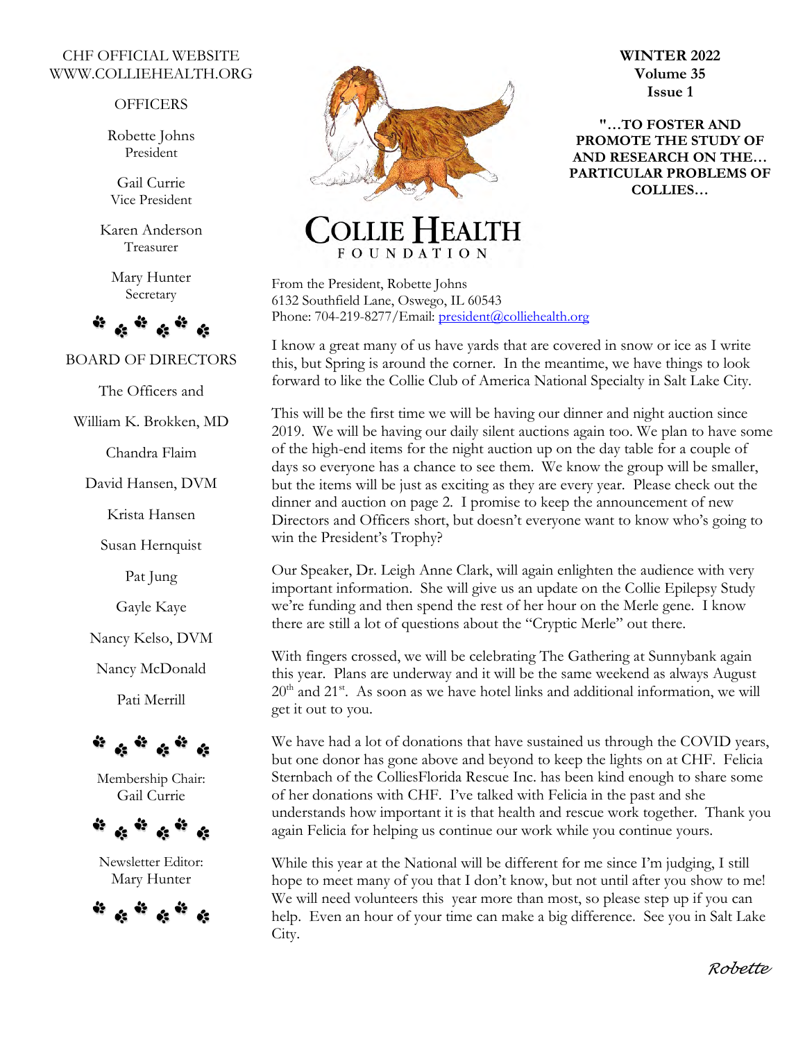CHF OFFICIAL WEBSITE
WWW.COLLIEHEALTH.ORG

OFFICERS

Robette Johns
President

Gail Currie
Vice President

Karen Anderson
Treasurer

Mary Hunter
Secretary

BOARD OF DIRECTORS

The Officers and

William K. Brokken, MD

Chandra Flaim

David Hansen, DVM

Krista Hansen

Susan Hernquist

Pat Jung

Gayle Kaye

Nancy Kelso, DVM

Nancy McDonald

Pati Merrill

Membership Chair:
Gail Currie

Newsletter Editor:
Mary Hunter

# COLLIE HEALTH FOUNDATION

**WINTER 2022**
**Volume 35**
**Issue 1**

**"…TO FOSTER AND PROMOTE THE STUDY OF AND RESEARCH ON THE… PARTICULAR PROBLEMS OF COLLIES…**

From the President, Robette Johns
6132 Southfield Lane, Oswego, IL 60543
Phone: 704-219-8277/Email: president@colliehealth.org

I know a great many of us have yards that are covered in snow or ice as I write this, but Spring is around the corner. In the meantime, we have things to look forward to like the Collie Club of America National Specialty in Salt Lake City.

This will be the first time we will be having our dinner and night auction since 2019. We will be having our daily silent auctions again too. We plan to have some of the high-end items for the night auction up on the day table for a couple of days so everyone has a chance to see them. We know the group will be smaller, but the items will be just as exciting as they are every year. Please check out the dinner and auction on page 2. I promise to keep the announcement of new Directors and Officers short, but doesn't everyone want to know who's going to win the President's Trophy?

Our Speaker, Dr. Leigh Anne Clark, will again enlighten the audience with very important information. She will give us an update on the Collie Epilepsy Study we're funding and then spend the rest of her hour on the Merle gene. I know there are still a lot of questions about the "Cryptic Merle" out there.

With fingers crossed, we will be celebrating The Gathering at Sunnybank again this year. Plans are underway and it will be the same weekend as always August 20th and 21st. As soon as we have hotel links and additional information, we will get it out to you.

We have had a lot of donations that have sustained us through the COVID years, but one donor has gone above and beyond to keep the lights on at CHF. Felicia Sternbach of the ColliesFlorida Rescue Inc. has been kind enough to share some of her donations with CHF. I've talked with Felicia in the past and she understands how important it is that health and rescue work together. Thank you again Felicia for helping us continue our work while you continue yours.

While this year at the National will be different for me since I'm judging, I still hope to meet many of you that I don't know, but not until after you show to me! We will need volunteers this year more than most, so please step up if you can help. Even an hour of your time can make a big difference. See you in Salt Lake City.

*Robette*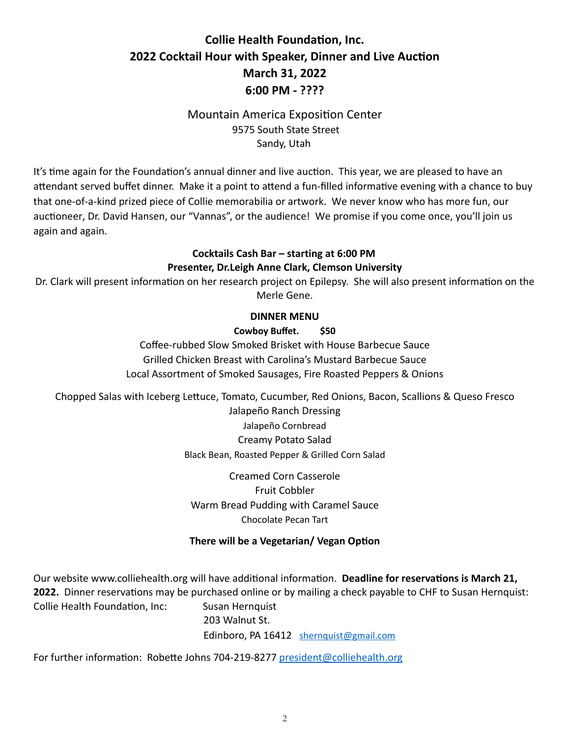# Collie Health Foundation, Inc.
## 2022 Cocktail Hour with Speaker, Dinner and Live Auction
## March 31, 2022
## 6:00 PM - ????

Mountain America Exposition Center
9575 South State Street
Sandy, Utah

It's time again for the Foundation's annual dinner and live auction. This year, we are pleased to have an attendant served buffet dinner. Make it a point to attend a fun-filled informative evening with a chance to buy that one-of-a-kind prized piece of Collie memorabilia or artwork. We never know who has more fun, our auctioneer, Dr. David Hansen, our "Vannas", or the audience! We promise if you come once, you'll join us again and again.

**Cocktails Cash Bar – starting at 6:00 PM**
**Presenter, Dr.Leigh Anne Clark, Clemson University**

Dr. Clark will present information on her research project on Epilepsy. She will also present information on the Merle Gene.

**DINNER MENU**

**Cowboy Buffet. $50**

Coffee-rubbed Slow Smoked Brisket with House Barbecue Sauce
Grilled Chicken Breast with Carolina's Mustard Barbecue Sauce
Local Assortment of Smoked Sausages, Fire Roasted Peppers & Onions

Chopped Salas with Iceberg Lettuce, Tomato, Cucumber, Red Onions, Bacon, Scallions & Queso Fresco
Jalapeño Ranch Dressing
Jalapeño Cornbread
Creamy Potato Salad
Black Bean, Roasted Pepper & Grilled Corn Salad

Creamed Corn Casserole
Fruit Cobbler
Warm Bread Pudding with Caramel Sauce
Chocolate Pecan Tart

**There will be a Vegetarian/ Vegan Option**

Our website www.colliehealth.org will have additional information. **Deadline for reservations is March 21, 2022.** Dinner reservations may be purchased online or by mailing a check payable to CHF to Susan Hernquist:

Collie Health Foundation, Inc: Susan Hernquist
203 Walnut St.
Edinboro, PA 16412 shernquist@gmail.com

For further information: Robette Johns 704-219-8277 president@colliehealth.org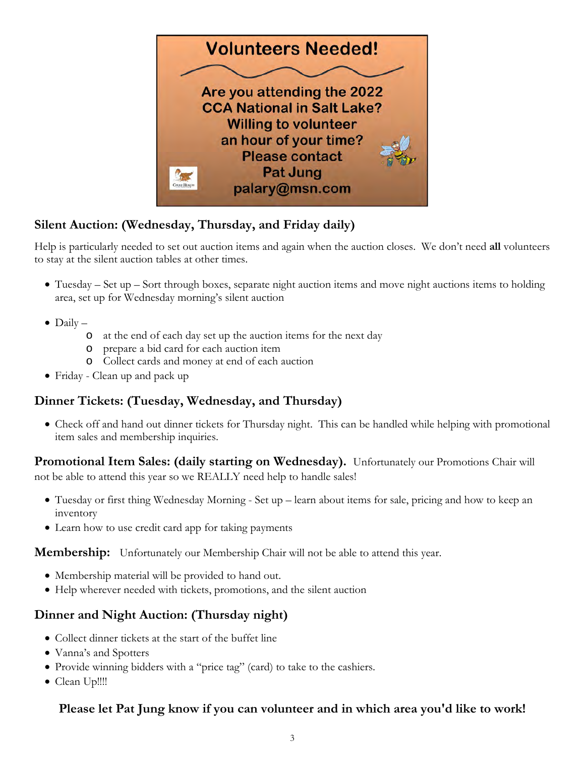**Volunteers Needed!**

Are you attending the 2022 CCA National in Salt Lake? Willing to volunteer an hour of your time? Please contact Pat Jung palary@msn.com

### Silent Auction: (Wednesday, Thursday, and Friday daily)

Help is particularly needed to set out auction items and again when the auction closes. We don't need **all** volunteers to stay at the silent auction tables at other times.

- Tuesday – Set up – Sort through boxes, separate night auction items and move night auctions items to holding area, set up for Wednesday morning's silent auction
- Daily –
  - at the end of each day set up the auction items for the next day
  - prepare a bid card for each auction item
  - Collect cards and money at end of each auction
- Friday - Clean up and pack up

### Dinner Tickets: (Tuesday, Wednesday, and Thursday)

- Check off and hand out dinner tickets for Thursday night. This can be handled while helping with promotional item sales and membership inquiries.

**Promotional Item Sales: (daily starting on Wednesday).** Unfortunately our Promotions Chair will not be able to attend this year so we REALLY need help to handle sales!

- Tuesday or first thing Wednesday Morning - Set up – learn about items for sale, pricing and how to keep an inventory
- Learn how to use credit card app for taking payments

**Membership:** Unfortunately our Membership Chair will not be able to attend this year.

- Membership material will be provided to hand out.
- Help wherever needed with tickets, promotions, and the silent auction

### Dinner and Night Auction: (Thursday night)

- Collect dinner tickets at the start of the buffet line
- Vanna's and Spotters
- Provide winning bidders with a "price tag" (card) to take to the cashiers.
- Clean Up!!!!

**Please let Pat Jung know if you can volunteer and in which area you'd like to work!**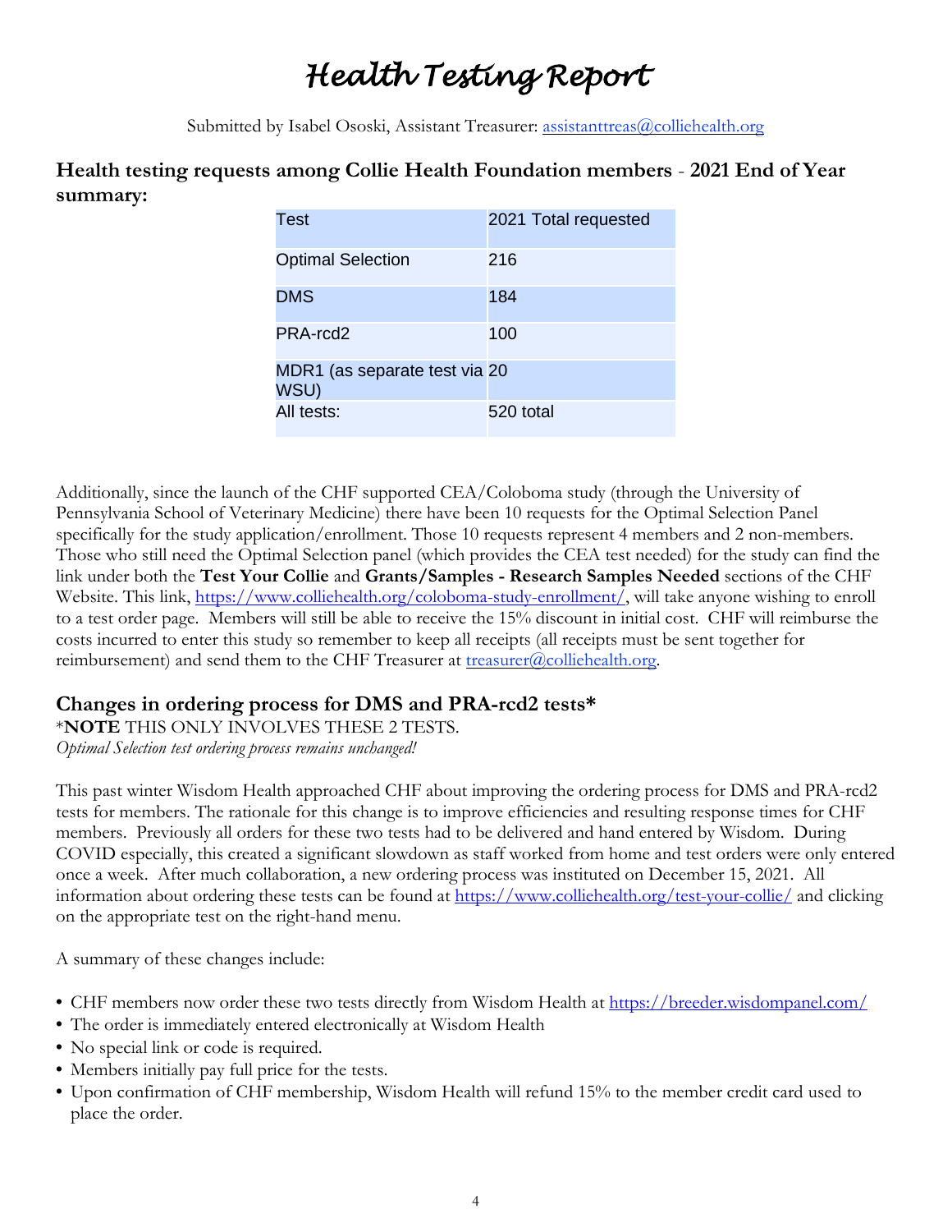# Health Testing Report

Submitted by Isabel Ososki, Assistant Treasurer: assistanttreas@colliehealth.org

## Health testing requests among Collie Health Foundation members - 2021 End of Year summary:

| Test | 2021 Total requested |
|---|---|
| Optimal Selection | 216 |
| DMS | 184 |
| PRA-rcd2 | 100 |
| MDR1 (as separate test via WSU) | 20 |
| All tests: | 520 total |

Additionally, since the launch of the CHF supported CEA/Coloboma study (through the University of Pennsylvania School of Veterinary Medicine) there have been 10 requests for the Optimal Selection Panel specifically for the study application/enrollment. Those 10 requests represent 4 members and 2 non-members. Those who still need the Optimal Selection panel (which provides the CEA test needed) for the study can find the link under both the **Test Your Collie** and **Grants/Samples - Research Samples Needed** sections of the CHF Website. This link, https://www.colliehealth.org/coloboma-study-enrollment/, will take anyone wishing to enroll to a test order page. Members will still be able to receive the 15% discount in initial cost. CHF will reimburse the costs incurred to enter this study so remember to keep all receipts (all receipts must be sent together for reimbursement) and send them to the CHF Treasurer at treasurer@colliehealth.org.

## Changes in ordering process for DMS and PRA-rcd2 tests*

*__NOTE__ THIS ONLY INVOLVES THESE 2 TESTS.
*Optimal Selection test ordering process remains unchanged!*

This past winter Wisdom Health approached CHF about improving the ordering process for DMS and PRA-rcd2 tests for members. The rationale for this change is to improve efficiencies and resulting response times for CHF members. Previously all orders for these two tests had to be delivered and hand entered by Wisdom. During COVID especially, this created a significant slowdown as staff worked from home and test orders were only entered once a week. After much collaboration, a new ordering process was instituted on December 15, 2021. All information about ordering these tests can be found at https://www.colliehealth.org/test-your-collie/ and clicking on the appropriate test on the right-hand menu.

A summary of these changes include:

- CHF members now order these two tests directly from Wisdom Health at https://breeder.wisdompanel.com/
- The order is immediately entered electronically at Wisdom Health
- No special link or code is required.
- Members initially pay full price for the tests.
- Upon confirmation of CHF membership, Wisdom Health will refund 15% to the member credit card used to place the order.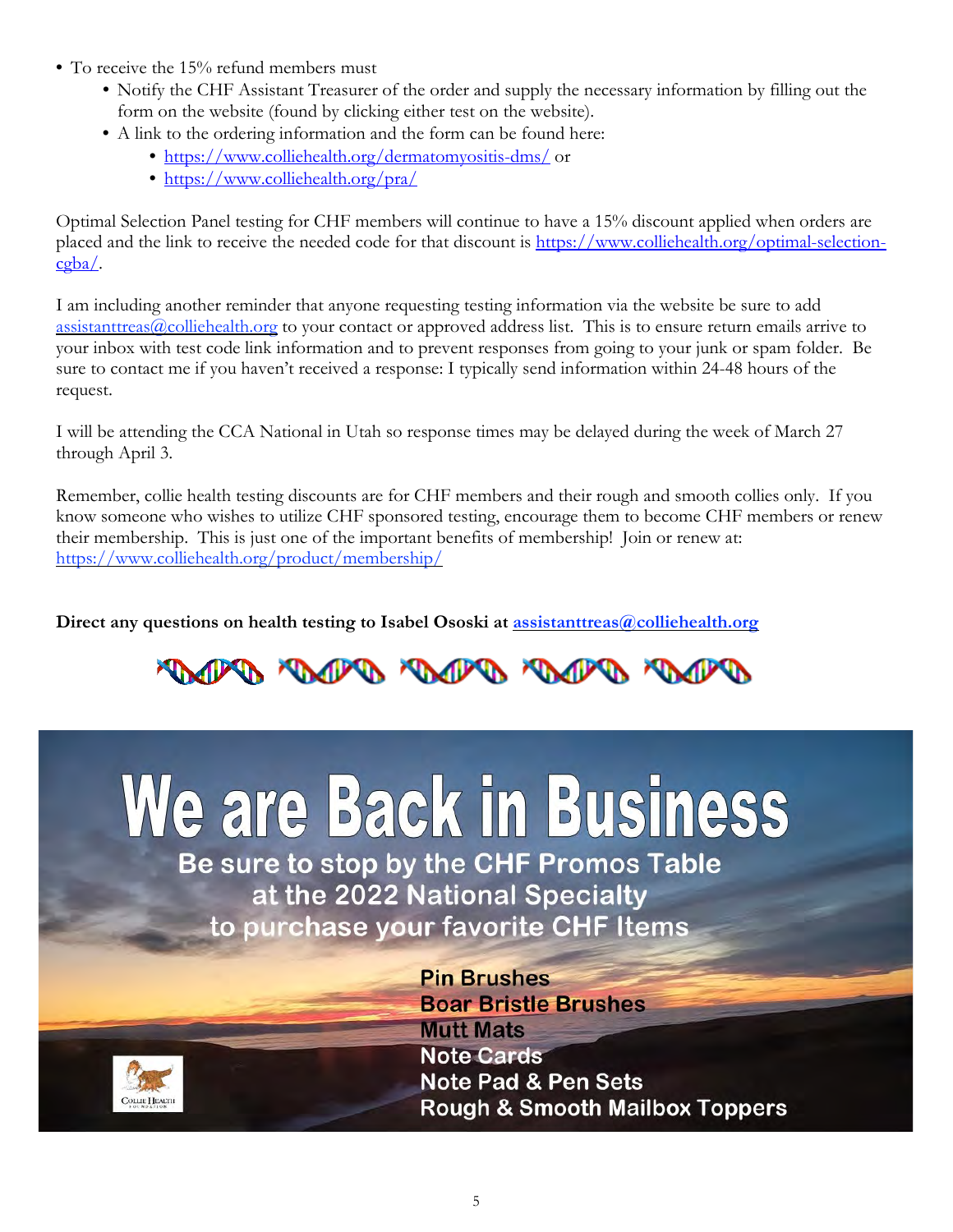- To receive the 15% refund members must
  - Notify the CHF Assistant Treasurer of the order and supply the necessary information by filling out the form on the website (found by clicking either test on the website).
  - A link to the ordering information and the form can be found here:
    - https://www.colliehealth.org/dermatomyositis-dms/ or
    - https://www.colliehealth.org/pra/

Optimal Selection Panel testing for CHF members will continue to have a 15% discount applied when orders are placed and the link to receive the needed code for that discount is https://www.colliehealth.org/optimal-selection-cgba/.

I am including another reminder that anyone requesting testing information via the website be sure to add assistanttreas@colliehealth.org to your contact or approved address list. This is to ensure return emails arrive to your inbox with test code link information and to prevent responses from going to your junk or spam folder. Be sure to contact me if you haven't received a response: I typically send information within 24-48 hours of the request.

I will be attending the CCA National in Utah so response times may be delayed during the week of March 27 through April 3.

Remember, collie health testing discounts are for CHF members and their rough and smooth collies only. If you know someone who wishes to utilize CHF sponsored testing, encourage them to become CHF members or renew their membership. This is just one of the important benefits of membership! Join or renew at: https://www.colliehealth.org/product/membership/

**Direct any questions on health testing to Isabel Ososki at assistanttreas@colliehealth.org**

# We are Back in Business

**Be sure to stop by the CHF Promos Table at the 2022 National Specialty to purchase your favorite CHF Items**

**Pin Brushes**
**Boar Bristle Brushes**
**Mutt Mats**
**Note Cards**
**Note Pad & Pen Sets**
**Rough & Smooth Mailbox Toppers**

Collie Health Foundation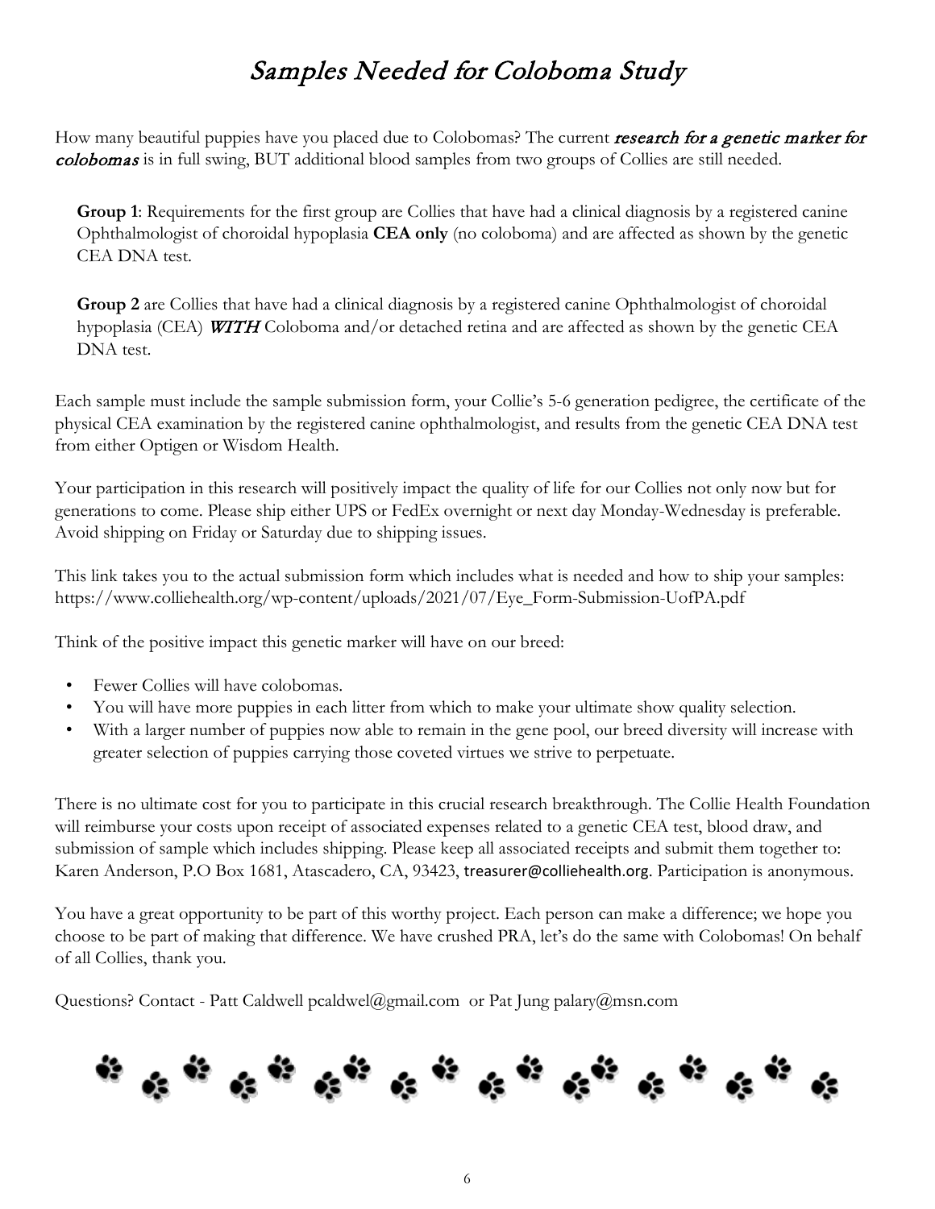# *Samples Needed for Coloboma Study*

How many beautiful puppies have you placed due to Colobomas? The current *research for a genetic marker for colobomas* is in full swing, BUT additional blood samples from two groups of Collies are still needed.

**Group 1**: Requirements for the first group are Collies that have had a clinical diagnosis by a registered canine Ophthalmologist of choroidal hypoplasia **CEA only** (no coloboma) and are affected as shown by the genetic CEA DNA test.

**Group 2** are Collies that have had a clinical diagnosis by a registered canine Ophthalmologist of choroidal hypoplasia (CEA) ***WITH*** Coloboma and/or detached retina and are affected as shown by the genetic CEA DNA test.

Each sample must include the sample submission form, your Collie's 5-6 generation pedigree, the certificate of the physical CEA examination by the registered canine ophthalmologist, and results from the genetic CEA DNA test from either Optigen or Wisdom Health.

Your participation in this research will positively impact the quality of life for our Collies not only now but for generations to come. Please ship either UPS or FedEx overnight or next day Monday-Wednesday is preferable. Avoid shipping on Friday or Saturday due to shipping issues.

This link takes you to the actual submission form which includes what is needed and how to ship your samples: https://www.colliehealth.org/wp-content/uploads/2021/07/Eye_Form-Submission-UofPA.pdf

Think of the positive impact this genetic marker will have on our breed:

- Fewer Collies will have colobomas.
- You will have more puppies in each litter from which to make your ultimate show quality selection.
- With a larger number of puppies now able to remain in the gene pool, our breed diversity will increase with greater selection of puppies carrying those coveted virtues we strive to perpetuate.

There is no ultimate cost for you to participate in this crucial research breakthrough. The Collie Health Foundation will reimburse your costs upon receipt of associated expenses related to a genetic CEA test, blood draw, and submission of sample which includes shipping. Please keep all associated receipts and submit them together to: Karen Anderson, P.O Box 1681, Atascadero, CA, 93423, treasurer@colliehealth.org. Participation is anonymous.

You have a great opportunity to be part of this worthy project. Each person can make a difference; we hope you choose to be part of making that difference. We have crushed PRA, let's do the same with Colobomas! On behalf of all Collies, thank you.

Questions? Contact - Patt Caldwell pcaldwel@gmail.com or Pat Jung palary@msn.com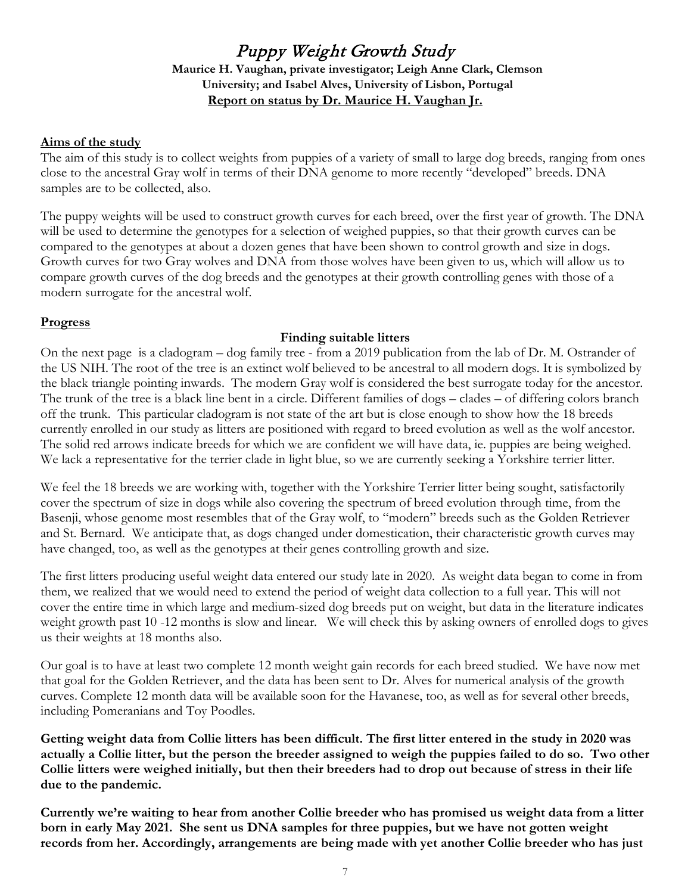# *Puppy Weight Growth Study*

**Maurice H. Vaughan, private investigator; Leigh Anne Clark, Clemson University; and Isabel Alves, University of Lisbon, Portugal**

**Report on status by Dr. Maurice H. Vaughan Jr.**

## Aims of the study

The aim of this study is to collect weights from puppies of a variety of small to large dog breeds, ranging from ones close to the ancestral Gray wolf in terms of their DNA genome to more recently "developed" breeds. DNA samples are to be collected, also.

The puppy weights will be used to construct growth curves for each breed, over the first year of growth. The DNA will be used to determine the genotypes for a selection of weighed puppies, so that their growth curves can be compared to the genotypes at about a dozen genes that have been shown to control growth and size in dogs. Growth curves for two Gray wolves and DNA from those wolves have been given to us, which will allow us to compare growth curves of the dog breeds and the genotypes at their growth controlling genes with those of a modern surrogate for the ancestral wolf.

## Progress

### Finding suitable litters

On the next page is a cladogram – dog family tree - from a 2019 publication from the lab of Dr. M. Ostrander of the US NIH. The root of the tree is an extinct wolf believed to be ancestral to all modern dogs. It is symbolized by the black triangle pointing inwards. The modern Gray wolf is considered the best surrogate today for the ancestor. The trunk of the tree is a black line bent in a circle. Different families of dogs – clades – of differing colors branch off the trunk. This particular cladogram is not state of the art but is close enough to show how the 18 breeds currently enrolled in our study as litters are positioned with regard to breed evolution as well as the wolf ancestor. The solid red arrows indicate breeds for which we are confident we will have data, ie. puppies are being weighed. We lack a representative for the terrier clade in light blue, so we are currently seeking a Yorkshire terrier litter.

We feel the 18 breeds we are working with, together with the Yorkshire Terrier litter being sought, satisfactorily cover the spectrum of size in dogs while also covering the spectrum of breed evolution through time, from the Basenji, whose genome most resembles that of the Gray wolf, to "modern" breeds such as the Golden Retriever and St. Bernard. We anticipate that, as dogs changed under domestication, their characteristic growth curves may have changed, too, as well as the genotypes at their genes controlling growth and size.

The first litters producing useful weight data entered our study late in 2020. As weight data began to come in from them, we realized that we would need to extend the period of weight data collection to a full year. This will not cover the entire time in which large and medium-sized dog breeds put on weight, but data in the literature indicates weight growth past 10 -12 months is slow and linear. We will check this by asking owners of enrolled dogs to gives us their weights at 18 months also.

Our goal is to have at least two complete 12 month weight gain records for each breed studied. We have now met that goal for the Golden Retriever, and the data has been sent to Dr. Alves for numerical analysis of the growth curves. Complete 12 month data will be available soon for the Havanese, too, as well as for several other breeds, including Pomeranians and Toy Poodles.

**Getting weight data from Collie litters has been difficult. The first litter entered in the study in 2020 was actually a Collie litter, but the person the breeder assigned to weigh the puppies failed to do so. Two other Collie litters were weighed initially, but then their breeders had to drop out because of stress in their life due to the pandemic.**

**Currently we're waiting to hear from another Collie breeder who has promised us weight data from a litter born in early May 2021. She sent us DNA samples for three puppies, but we have not gotten weight records from her. Accordingly, arrangements are being made with yet another Collie breeder who has just**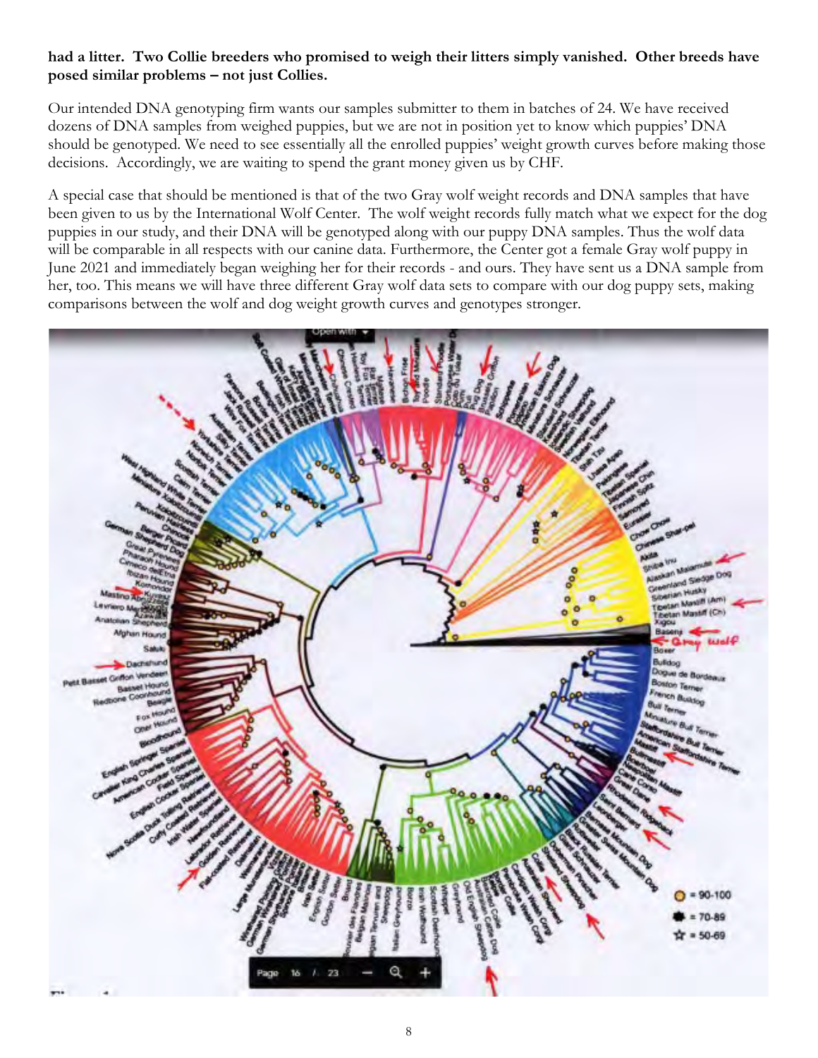**had a litter. Two Collie breeders who promised to weigh their litters simply vanished. Other breeds have posed similar problems – not just Collies.**

Our intended DNA genotyping firm wants our samples submitter to them in batches of 24. We have received dozens of DNA samples from weighed puppies, but we are not in position yet to know which puppies' DNA should be genotyped. We need to see essentially all the enrolled puppies' weight growth curves before making those decisions. Accordingly, we are waiting to spend the grant money given us by CHF.

A special case that should be mentioned is that of the two Gray wolf weight records and DNA samples that have been given to us by the International Wolf Center. The wolf weight records fully match what we expect for the dog puppies in our study, and their DNA will be genotyped along with our puppy DNA samples. Thus the wolf data will be comparable in all respects with our canine data. Furthermore, the Center got a female Gray wolf puppy in June 2021 and immediately began weighing her for their records - and ours. They have sent us a DNA sample from her, too. This means we will have three different Gray wolf data sets to compare with our dog puppy sets, making comparisons between the wolf and dog weight growth curves and genotypes stronger.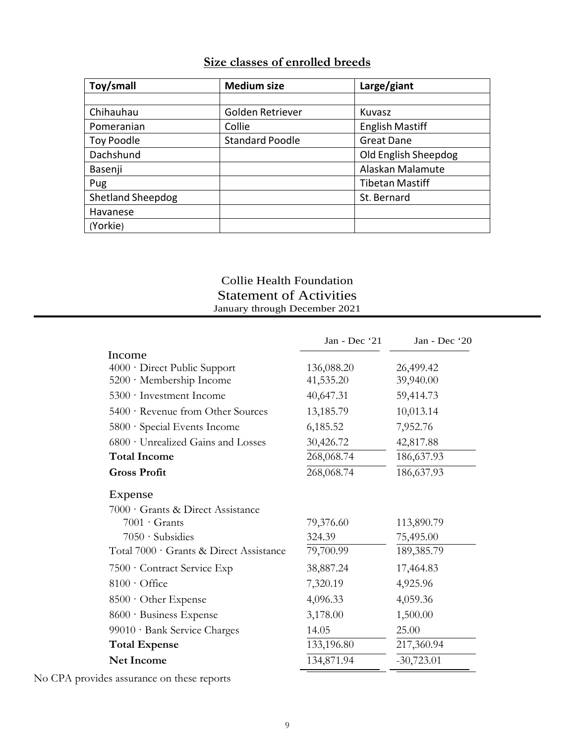## Size classes of enrolled breeds

| Toy/small | Medium size | Large/giant |
|---|---|---|
| | | |
| Chihauhau | Golden Retriever | Kuvasz |
| Pomeranian | Collie | English Mastiff |
| Toy Poodle | Standard Poodle | Great Dane |
| Dachshund | | Old English Sheepdog |
| Basenji | | Alaskan Malamute |
| Pug | | Tibetan Mastiff |
| Shetland Sheepdog | | St. Bernard |
| Havanese | | |
| (Yorkie) | | |

## Collie Health Foundation
## Statement of Activities
January through December 2021

| | Jan - Dec '21 | Jan - Dec '20 |
|---|---|---|
| **Income** | | |
| 4000 · Direct Public Support | 136,088.20 | 26,499.42 |
| 5200 · Membership Income | 41,535.20 | 39,940.00 |
| 5300 · Investment Income | 40,647.31 | 59,414.73 |
| 5400 · Revenue from Other Sources | 13,185.79 | 10,013.14 |
| 5800 · Special Events Income | 6,185.52 | 7,952.76 |
| 6800 · Unrealized Gains and Losses | 30,426.72 | 42,817.88 |
| **Total Income** | 268,068.74 | 186,637.93 |
| **Gross Profit** | 268,068.74 | 186,637.93 |
| **Expense** | | |
| 7000 · Grants & Direct Assistance | | |
| 7001 · Grants | 79,376.60 | 113,890.79 |
| 7050 · Subsidies | 324.39 | 75,495.00 |
| Total 7000 · Grants & Direct Assistance | 79,700.99 | 189,385.79 |
| 7500 · Contract Service Exp | 38,887.24 | 17,464.83 |
| 8100 · Office | 7,320.19 | 4,925.96 |
| 8500 · Other Expense | 4,096.33 | 4,059.36 |
| 8600 · Business Expense | 3,178.00 | 1,500.00 |
| 99010 · Bank Service Charges | 14.05 | 25.00 |
| **Total Expense** | 133,196.80 | 217,360.94 |
| **Net Income** | 134,871.94 | -30,723.01 |

No CPA provides assurance on these reports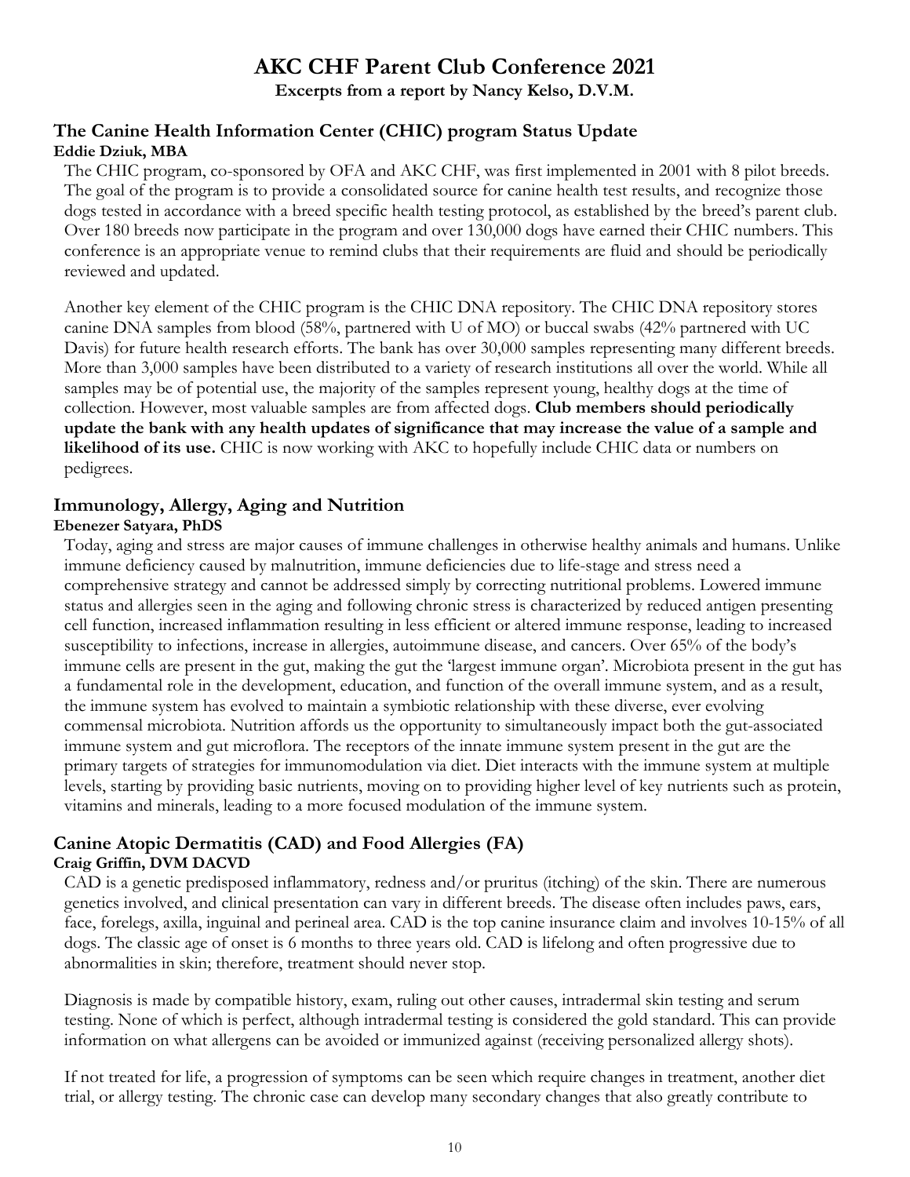# AKC CHF Parent Club Conference 2021

**Excerpts from a report by Nancy Kelso, D.V.M.**

## The Canine Health Information Center (CHIC) program Status Update

**Eddie Dziuk, MBA**

The CHIC program, co-sponsored by OFA and AKC CHF, was first implemented in 2001 with 8 pilot breeds. The goal of the program is to provide a consolidated source for canine health test results, and recognize those dogs tested in accordance with a breed specific health testing protocol, as established by the breed's parent club. Over 180 breeds now participate in the program and over 130,000 dogs have earned their CHIC numbers. This conference is an appropriate venue to remind clubs that their requirements are fluid and should be periodically reviewed and updated.

Another key element of the CHIC program is the CHIC DNA repository. The CHIC DNA repository stores canine DNA samples from blood (58%, partnered with U of MO) or buccal swabs (42% partnered with UC Davis) for future health research efforts. The bank has over 30,000 samples representing many different breeds. More than 3,000 samples have been distributed to a variety of research institutions all over the world. While all samples may be of potential use, the majority of the samples represent young, healthy dogs at the time of collection. However, most valuable samples are from affected dogs. **Club members should periodically update the bank with any health updates of significance that may increase the value of a sample and likelihood of its use.** CHIC is now working with AKC to hopefully include CHIC data or numbers on pedigrees.

## Immunology, Allergy, Aging and Nutrition

**Ebenezer Satyara, PhDS**

Today, aging and stress are major causes of immune challenges in otherwise healthy animals and humans. Unlike immune deficiency caused by malnutrition, immune deficiencies due to life-stage and stress need a comprehensive strategy and cannot be addressed simply by correcting nutritional problems. Lowered immune status and allergies seen in the aging and following chronic stress is characterized by reduced antigen presenting cell function, increased inflammation resulting in less efficient or altered immune response, leading to increased susceptibility to infections, increase in allergies, autoimmune disease, and cancers. Over 65% of the body's immune cells are present in the gut, making the gut the 'largest immune organ'. Microbiota present in the gut has a fundamental role in the development, education, and function of the overall immune system, and as a result, the immune system has evolved to maintain a symbiotic relationship with these diverse, ever evolving commensal microbiota. Nutrition affords us the opportunity to simultaneously impact both the gut-associated immune system and gut microflora. The receptors of the innate immune system present in the gut are the primary targets of strategies for immunomodulation via diet. Diet interacts with the immune system at multiple levels, starting by providing basic nutrients, moving on to providing higher level of key nutrients such as protein, vitamins and minerals, leading to a more focused modulation of the immune system.

## Canine Atopic Dermatitis (CAD) and Food Allergies (FA)

**Craig Griffin, DVM DACVD**

CAD is a genetic predisposed inflammatory, redness and/or pruritus (itching) of the skin. There are numerous genetics involved, and clinical presentation can vary in different breeds. The disease often includes paws, ears, face, forelegs, axilla, inguinal and perineal area. CAD is the top canine insurance claim and involves 10-15% of all dogs. The classic age of onset is 6 months to three years old. CAD is lifelong and often progressive due to abnormalities in skin; therefore, treatment should never stop.

Diagnosis is made by compatible history, exam, ruling out other causes, intradermal skin testing and serum testing. None of which is perfect, although intradermal testing is considered the gold standard. This can provide information on what allergens can be avoided or immunized against (receiving personalized allergy shots).

If not treated for life, a progression of symptoms can be seen which require changes in treatment, another diet trial, or allergy testing. The chronic case can develop many secondary changes that also greatly contribute to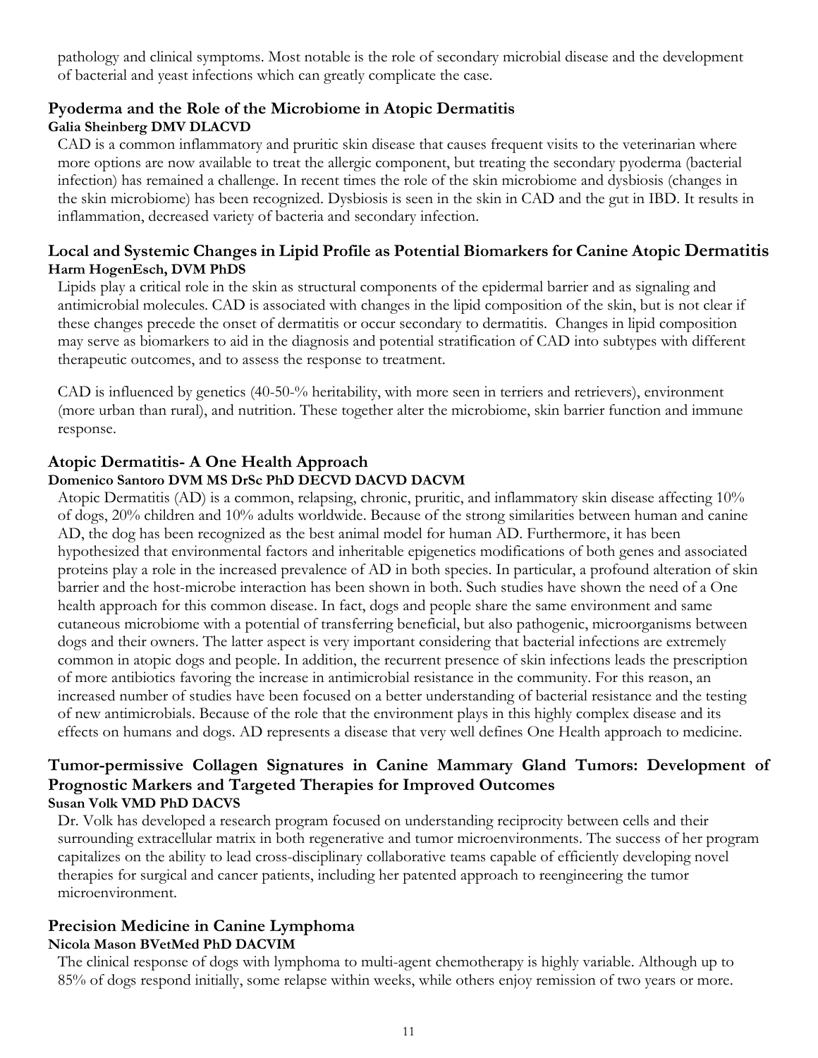pathology and clinical symptoms. Most notable is the role of secondary microbial disease and the development of bacterial and yeast infections which can greatly complicate the case.

### Pyoderma and the Role of the Microbiome in Atopic Dermatitis
**Galia Sheinberg DMV DLACVD**

CAD is a common inflammatory and pruritic skin disease that causes frequent visits to the veterinarian where more options are now available to treat the allergic component, but treating the secondary pyoderma (bacterial infection) has remained a challenge. In recent times the role of the skin microbiome and dysbiosis (changes in the skin microbiome) has been recognized. Dysbiosis is seen in the skin in CAD and the gut in IBD. It results in inflammation, decreased variety of bacteria and secondary infection.

### Local and Systemic Changes in Lipid Profile as Potential Biomarkers for Canine Atopic Dermatitis
**Harm HogenEsch, DVM PhDS**

Lipids play a critical role in the skin as structural components of the epidermal barrier and as signaling and antimicrobial molecules. CAD is associated with changes in the lipid composition of the skin, but is not clear if these changes precede the onset of dermatitis or occur secondary to dermatitis. Changes in lipid composition may serve as biomarkers to aid in the diagnosis and potential stratification of CAD into subtypes with different therapeutic outcomes, and to assess the response to treatment.

CAD is influenced by genetics (40-50-% heritability, with more seen in terriers and retrievers), environment (more urban than rural), and nutrition. These together alter the microbiome, skin barrier function and immune response.

### Atopic Dermatitis- A One Health Approach
**Domenico Santoro DVM MS DrSc PhD DECVD DACVD DACVM**

Atopic Dermatitis (AD) is a common, relapsing, chronic, pruritic, and inflammatory skin disease affecting 10% of dogs, 20% children and 10% adults worldwide. Because of the strong similarities between human and canine AD, the dog has been recognized as the best animal model for human AD. Furthermore, it has been hypothesized that environmental factors and inheritable epigenetics modifications of both genes and associated proteins play a role in the increased prevalence of AD in both species. In particular, a profound alteration of skin barrier and the host-microbe interaction has been shown in both. Such studies have shown the need of a One health approach for this common disease. In fact, dogs and people share the same environment and same cutaneous microbiome with a potential of transferring beneficial, but also pathogenic, microorganisms between dogs and their owners. The latter aspect is very important considering that bacterial infections are extremely common in atopic dogs and people. In addition, the recurrent presence of skin infections leads the prescription of more antibiotics favoring the increase in antimicrobial resistance in the community. For this reason, an increased number of studies have been focused on a better understanding of bacterial resistance and the testing of new antimicrobials. Because of the role that the environment plays in this highly complex disease and its effects on humans and dogs. AD represents a disease that very well defines One Health approach to medicine.

### Tumor-permissive Collagen Signatures in Canine Mammary Gland Tumors: Development of Prognostic Markers and Targeted Therapies for Improved Outcomes
**Susan Volk VMD PhD DACVS**

Dr. Volk has developed a research program focused on understanding reciprocity between cells and their surrounding extracellular matrix in both regenerative and tumor microenvironments. The success of her program capitalizes on the ability to lead cross-disciplinary collaborative teams capable of efficiently developing novel therapies for surgical and cancer patients, including her patented approach to reengineering the tumor microenvironment.

### Precision Medicine in Canine Lymphoma
**Nicola Mason BVetMed PhD DACVIM**

The clinical response of dogs with lymphoma to multi-agent chemotherapy is highly variable. Although up to 85% of dogs respond initially, some relapse within weeks, while others enjoy remission of two years or more.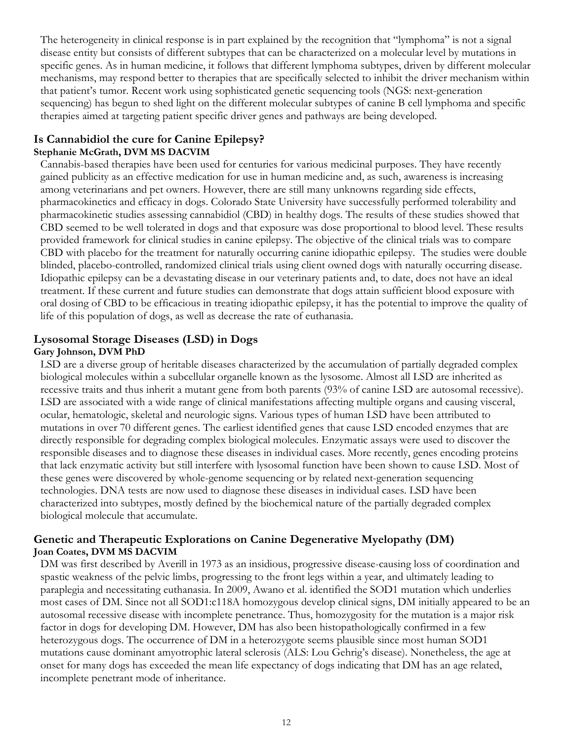The heterogeneity in clinical response is in part explained by the recognition that "lymphoma" is not a signal disease entity but consists of different subtypes that can be characterized on a molecular level by mutations in specific genes. As in human medicine, it follows that different lymphoma subtypes, driven by different molecular mechanisms, may respond better to therapies that are specifically selected to inhibit the driver mechanism within that patient's tumor. Recent work using sophisticated genetic sequencing tools (NGS: next-generation sequencing) has begun to shed light on the different molecular subtypes of canine B cell lymphoma and specific therapies aimed at targeting patient specific driver genes and pathways are being developed.

## Is Cannabidiol the cure for Canine Epilepsy?

**Stephanie McGrath, DVM MS DACVIM**

Cannabis-based therapies have been used for centuries for various medicinal purposes. They have recently gained publicity as an effective medication for use in human medicine and, as such, awareness is increasing among veterinarians and pet owners. However, there are still many unknowns regarding side effects, pharmacokinetics and efficacy in dogs. Colorado State University have successfully performed tolerability and pharmacokinetic studies assessing cannabidiol (CBD) in healthy dogs. The results of these studies showed that CBD seemed to be well tolerated in dogs and that exposure was dose proportional to blood level. These results provided framework for clinical studies in canine epilepsy. The objective of the clinical trials was to compare CBD with placebo for the treatment for naturally occurring canine idiopathic epilepsy. The studies were double blinded, placebo-controlled, randomized clinical trials using client owned dogs with naturally occurring disease. Idiopathic epilepsy can be a devastating disease in our veterinary patients and, to date, does not have an ideal treatment. If these current and future studies can demonstrate that dogs attain sufficient blood exposure with oral dosing of CBD to be efficacious in treating idiopathic epilepsy, it has the potential to improve the quality of life of this population of dogs, as well as decrease the rate of euthanasia.

## Lysosomal Storage Diseases (LSD) in Dogs

**Gary Johnson, DVM PhD**

LSD are a diverse group of heritable diseases characterized by the accumulation of partially degraded complex biological molecules within a subcellular organelle known as the lysosome. Almost all LSD are inherited as recessive traits and thus inherit a mutant gene from both parents (93% of canine LSD are autosomal recessive). LSD are associated with a wide range of clinical manifestations affecting multiple organs and causing visceral, ocular, hematologic, skeletal and neurologic signs. Various types of human LSD have been attributed to mutations in over 70 different genes. The earliest identified genes that cause LSD encoded enzymes that are directly responsible for degrading complex biological molecules. Enzymatic assays were used to discover the responsible diseases and to diagnose these diseases in individual cases. More recently, genes encoding proteins that lack enzymatic activity but still interfere with lysosomal function have been shown to cause LSD. Most of these genes were discovered by whole-genome sequencing or by related next-generation sequencing technologies. DNA tests are now used to diagnose these diseases in individual cases. LSD have been characterized into subtypes, mostly defined by the biochemical nature of the partially degraded complex biological molecule that accumulate.

## Genetic and Therapeutic Explorations on Canine Degenerative Myelopathy (DM)

**Joan Coates, DVM MS DACVIM**

DM was first described by Averill in 1973 as an insidious, progressive disease-causing loss of coordination and spastic weakness of the pelvic limbs, progressing to the front legs within a year, and ultimately leading to paraplegia and necessitating euthanasia. In 2009, Awano et al. identified the SOD1 mutation which underlies most cases of DM. Since not all SOD1:c118A homozygous develop clinical signs, DM initially appeared to be an autosomal recessive disease with incomplete penetrance. Thus, homozygosity for the mutation is a major risk factor in dogs for developing DM. However, DM has also been histopathologically confirmed in a few heterozygous dogs. The occurrence of DM in a heterozygote seems plausible since most human SOD1 mutations cause dominant amyotrophic lateral sclerosis (ALS: Lou Gehrig's disease). Nonetheless, the age at onset for many dogs has exceeded the mean life expectancy of dogs indicating that DM has an age related, incomplete penetrant mode of inheritance.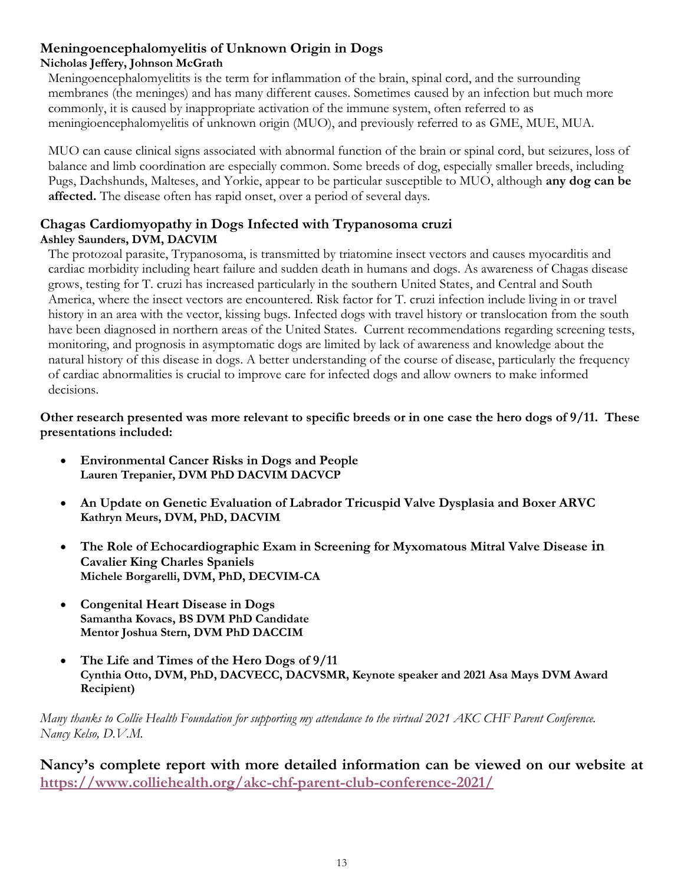### Meningoencephalomyelitis of Unknown Origin in Dogs

**Nicholas Jeffery, Johnson McGrath**

Meningoencephalomyelitits is the term for inflammation of the brain, spinal cord, and the surrounding membranes (the meninges) and has many different causes. Sometimes caused by an infection but much more commonly, it is caused by inappropriate activation of the immune system, often referred to as meningioencephalomyelitis of unknown origin (MUO), and previously referred to as GME, MUE, MUA.

MUO can cause clinical signs associated with abnormal function of the brain or spinal cord, but seizures, loss of balance and limb coordination are especially common. Some breeds of dog, especially smaller breeds, including Pugs, Dachshunds, Malteses, and Yorkie, appear to be particular susceptible to MUO, although **any dog can be affected.** The disease often has rapid onset, over a period of several days.

### Chagas Cardiomyopathy in Dogs Infected with Trypanosoma cruzi

**Ashley Saunders, DVM, DACVIM**

The protozoal parasite, Trypanosoma, is transmitted by triatomine insect vectors and causes myocarditis and cardiac morbidity including heart failure and sudden death in humans and dogs. As awareness of Chagas disease grows, testing for T. cruzi has increased particularly in the southern United States, and Central and South America, where the insect vectors are encountered. Risk factor for T. cruzi infection include living in or travel history in an area with the vector, kissing bugs. Infected dogs with travel history or translocation from the south have been diagnosed in northern areas of the United States. Current recommendations regarding screening tests, monitoring, and prognosis in asymptomatic dogs are limited by lack of awareness and knowledge about the natural history of this disease in dogs. A better understanding of the course of disease, particularly the frequency of cardiac abnormalities is crucial to improve care for infected dogs and allow owners to make informed decisions.

**Other research presented was more relevant to specific breeds or in one case the hero dogs of 9/11. These presentations included:**

- **Environmental Cancer Risks in Dogs and People**
  **Lauren Trepanier, DVM PhD DACVIM DACVCP**
- **An Update on Genetic Evaluation of Labrador Tricuspid Valve Dysplasia and Boxer ARVC**
  **Kathryn Meurs, DVM, PhD, DACVIM**
- **The Role of Echocardiographic Exam in Screening for Myxomatous Mitral Valve Disease in Cavalier King Charles Spaniels**
  **Michele Borgarelli, DVM, PhD, DECVIM-CA**
- **Congenital Heart Disease in Dogs**
  **Samantha Kovacs, BS DVM PhD Candidate**
  **Mentor Joshua Stern, DVM PhD DACCIM**
- **The Life and Times of the Hero Dogs of 9/11**
  **Cynthia Otto, DVM, PhD, DACVECC, DACVSMR, Keynote speaker and 2021 Asa Mays DVM Award Recipient)**

*Many thanks to Collie Health Foundation for supporting my attendance to the virtual 2021 AKC CHF Parent Conference.*
*Nancy Kelso, D.V.M.*

**Nancy's complete report with more detailed information can be viewed on our website at [https://www.colliehealth.org/akc-chf-parent-club-conference-2021/](https://www.colliehealth.org/akc-chf-parent-club-conference-2021/)**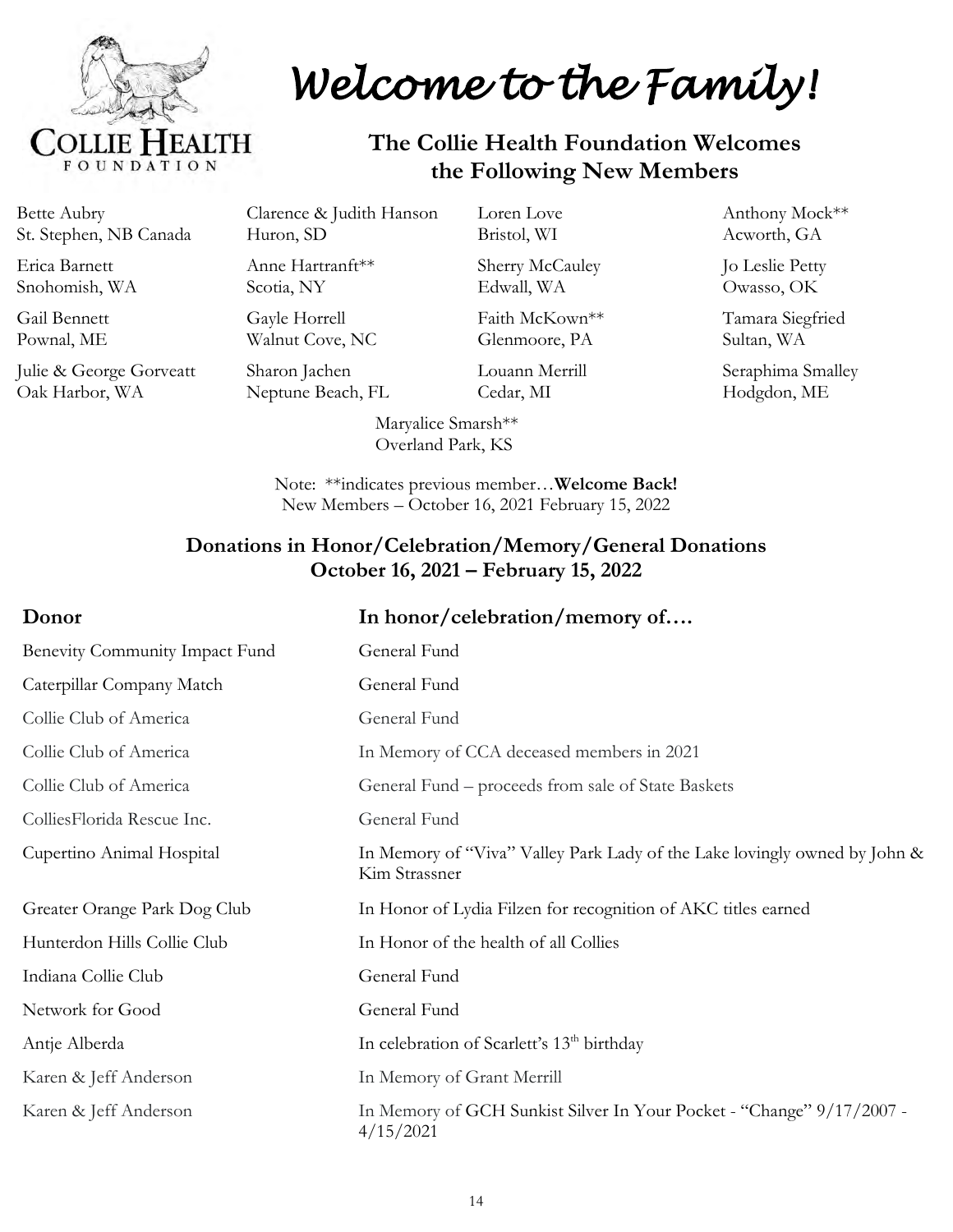# Welcome to the Family!

## The Collie Health Foundation Welcomes the Following New Members

Bette Aubry
St. Stephen, NB Canada

Erica Barnett
Snohomish, WA

Gail Bennett
Pownal, ME

Julie & George Gorveatt
Oak Harbor, WA

Clarence & Judith Hanson
Huron, SD

Anne Hartranft**
Scotia, NY

Gayle Horrell
Walnut Cove, NC

Sharon Jachen
Neptune Beach, FL

Loren Love
Bristol, WI

Sherry McCauley
Edwall, WA

Faith McKown**
Glenmoore, PA

Louann Merrill
Cedar, MI

Anthony Mock**
Acworth, GA

Jo Leslie Petty
Owasso, OK

Tamara Siegfried
Sultan, WA

Seraphima Smalley
Hodgdon, ME

Maryalice Smarsh**
Overland Park, KS

Note: **indicates previous member…**Welcome Back!**
New Members – October 16, 2021 February 15, 2022

## Donations in Honor/Celebration/Memory/General Donations October 16, 2021 – February 15, 2022

| Donor | In honor/celebration/memory of…. |
|---|---|
| Benevity Community Impact Fund | General Fund |
| Caterpillar Company Match | General Fund |
| Collie Club of America | General Fund |
| Collie Club of America | In Memory of CCA deceased members in 2021 |
| Collie Club of America | General Fund – proceeds from sale of State Baskets |
| ColliesFlorida Rescue Inc. | General Fund |
| Cupertino Animal Hospital | In Memory of "Viva" Valley Park Lady of the Lake lovingly owned by John & Kim Strassner |
| Greater Orange Park Dog Club | In Honor of Lydia Filzen for recognition of AKC titles earned |
| Hunterdon Hills Collie Club | In Honor of the health of all Collies |
| Indiana Collie Club | General Fund |
| Network for Good | General Fund |
| Antje Alberda | In celebration of Scarlett's 13th birthday |
| Karen & Jeff Anderson | In Memory of Grant Merrill |
| Karen & Jeff Anderson | In Memory of GCH Sunkist Silver In Your Pocket - "Change" 9/17/2007 - 4/15/2021 |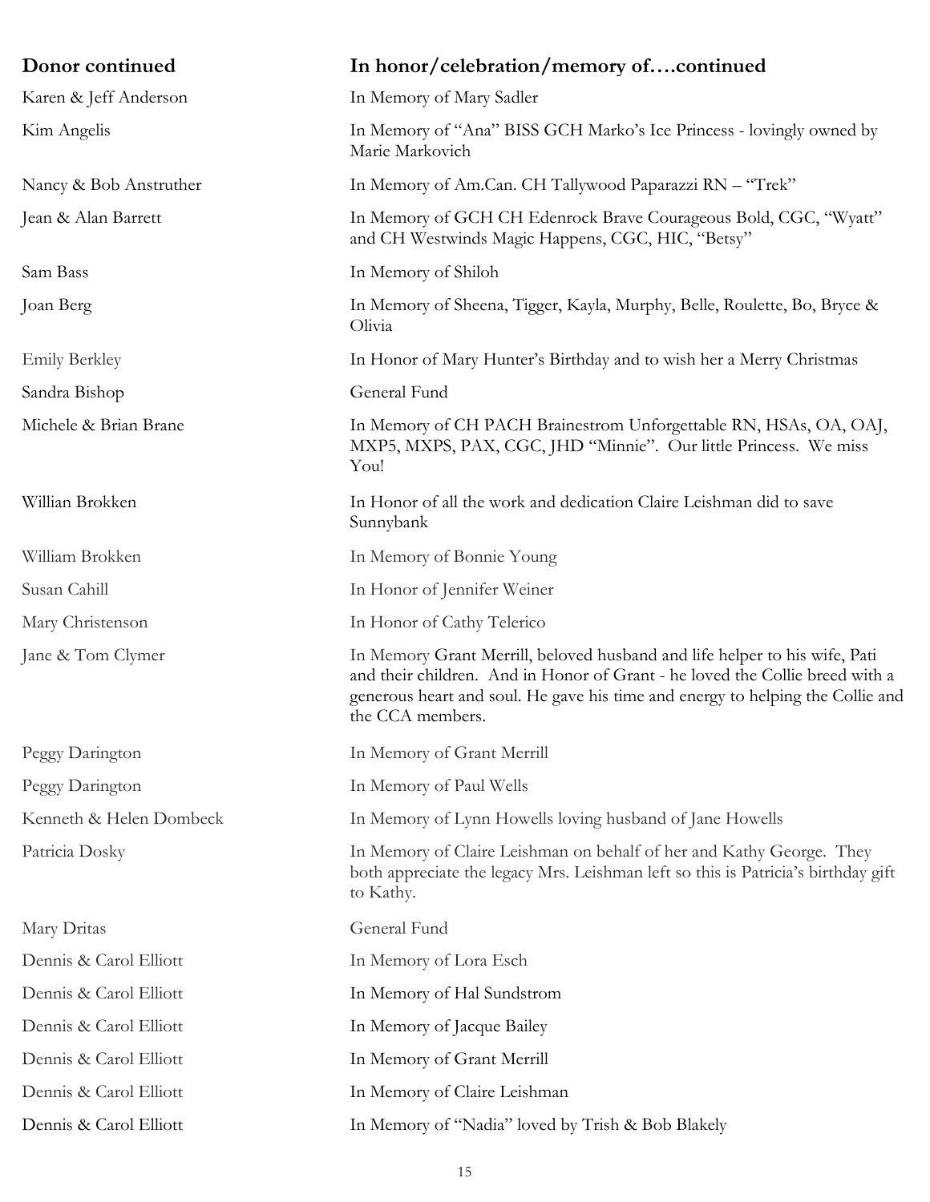| Donor continued | In honor/celebration/memory of….continued |
|---|---|
| Karen & Jeff Anderson | In Memory of Mary Sadler |
| Kim Angelis | In Memory of "Ana" BISS GCH Marko's Ice Princess - lovingly owned by Marie Markovich |
| Nancy & Bob Anstruther | In Memory of Am.Can. CH Tallywood Paparazzi RN – "Trek" |
| Jean & Alan Barrett | In Memory of GCH CH Edenrock Brave Courageous Bold, CGC, "Wyatt" and CH Westwinds Magic Happens, CGC, HIC, "Betsy" |
| Sam Bass | In Memory of Shiloh |
| Joan Berg | In Memory of Sheena, Tigger, Kayla, Murphy, Belle, Roulette, Bo, Bryce & Olivia |
| Emily Berkley | In Honor of Mary Hunter's Birthday and to wish her a Merry Christmas |
| Sandra Bishop | General Fund |
| Michele & Brian Brane | In Memory of CH PACH Brainestrom Unforgettable RN, HSAs, OA, OAJ, MXP5, MXPS, PAX, CGC, JHD "Minnie". Our little Princess. We miss You! |
| Willian Brokken | In Honor of all the work and dedication Claire Leishman did to save Sunnybank |
| William Brokken | In Memory of Bonnie Young |
| Susan Cahill | In Honor of Jennifer Weiner |
| Mary Christenson | In Honor of Cathy Telerico |
| Jane & Tom Clymer | In Memory Grant Merrill, beloved husband and life helper to his wife, Pati and their children. And in Honor of Grant - he loved the Collie breed with a generous heart and soul. He gave his time and energy to helping the Collie and the CCA members. |
| Peggy Darington | In Memory of Grant Merrill |
| Peggy Darington | In Memory of Paul Wells |
| Kenneth & Helen Dombeck | In Memory of Lynn Howells loving husband of Jane Howells |
| Patricia Dosky | In Memory of Claire Leishman on behalf of her and Kathy George. They both appreciate the legacy Mrs. Leishman left so this is Patricia's birthday gift to Kathy. |
| Mary Dritas | General Fund |
| Dennis & Carol Elliott | In Memory of Lora Esch |
| Dennis & Carol Elliott | In Memory of Hal Sundstrom |
| Dennis & Carol Elliott | In Memory of Jacque Bailey |
| Dennis & Carol Elliott | In Memory of Grant Merrill |
| Dennis & Carol Elliott | In Memory of Claire Leishman |
| Dennis & Carol Elliott | In Memory of "Nadia" loved by Trish & Bob Blakely |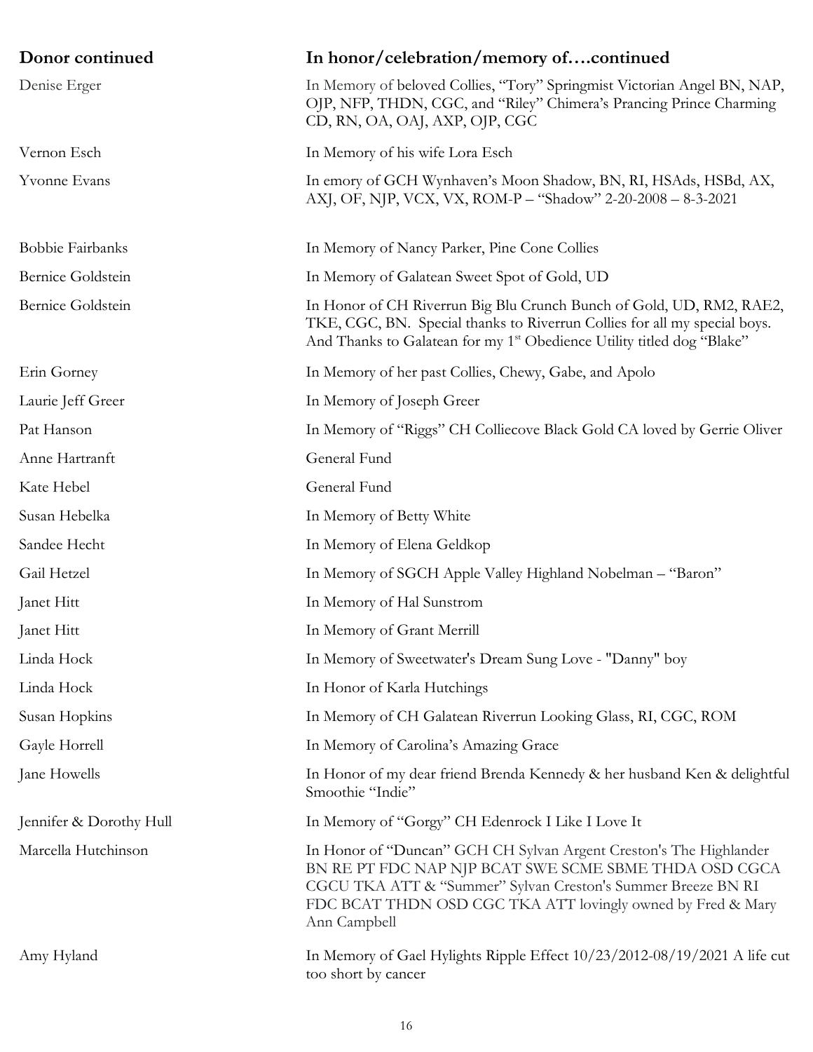| Donor continued | In honor/celebration/memory of….continued |
|---|---|
| Denise Erger | In Memory of beloved Collies, "Tory" Springmist Victorian Angel BN, NAP, OJP, NFP, THDN, CGC, and "Riley" Chimera's Prancing Prince Charming CD, RN, OA, OAJ, AXP, OJP, CGC |
| Vernon Esch | In Memory of his wife Lora Esch |
| Yvonne Evans | In emory of GCH Wynhaven's Moon Shadow, BN, RI, HSAds, HSBd, AX, AXJ, OF, NJP, VCX, VX, ROM-P – "Shadow" 2-20-2008 – 8-3-2021 |
| Bobbie Fairbanks | In Memory of Nancy Parker, Pine Cone Collies |
| Bernice Goldstein | In Memory of Galatean Sweet Spot of Gold, UD |
| Bernice Goldstein | In Honor of CH Riverrun Big Blu Crunch Bunch of Gold, UD, RM2, RAE2, TKE, CGC, BN. Special thanks to Riverrun Collies for all my special boys. And Thanks to Galatean for my 1st Obedience Utility titled dog "Blake" |
| Erin Gorney | In Memory of her past Collies, Chewy, Gabe, and Apolo |
| Laurie Jeff Greer | In Memory of Joseph Greer |
| Pat Hanson | In Memory of "Riggs" CH Colliecove Black Gold CA loved by Gerrie Oliver |
| Anne Hartranft | General Fund |
| Kate Hebel | General Fund |
| Susan Hebelka | In Memory of Betty White |
| Sandee Hecht | In Memory of Elena Geldkop |
| Gail Hetzel | In Memory of SGCH Apple Valley Highland Nobelman – "Baron" |
| Janet Hitt | In Memory of Hal Sunstrom |
| Janet Hitt | In Memory of Grant Merrill |
| Linda Hock | In Memory of Sweetwater's Dream Sung Love - "Danny" boy |
| Linda Hock | In Honor of Karla Hutchings |
| Susan Hopkins | In Memory of CH Galatean Riverrun Looking Glass, RI, CGC, ROM |
| Gayle Horrell | In Memory of Carolina's Amazing Grace |
| Jane Howells | In Honor of my dear friend Brenda Kennedy & her husband Ken & delightful Smoothie "Indie" |
| Jennifer & Dorothy Hull | In Memory of "Gorgy" CH Edenrock I Like I Love It |
| Marcella Hutchinson | In Honor of "Duncan" GCH CH Sylvan Argent Creston's The Highlander BN RE PT FDC NAP NJP BCAT SWE SCME SBME THDA OSD CGCA CGCU TKA ATT & "Summer" Sylvan Creston's Summer Breeze BN RI FDC BCAT THDN OSD CGC TKA ATT lovingly owned by Fred & Mary Ann Campbell |
| Amy Hyland | In Memory of Gael Hylights Ripple Effect 10/23/2012-08/19/2021 A life cut too short by cancer |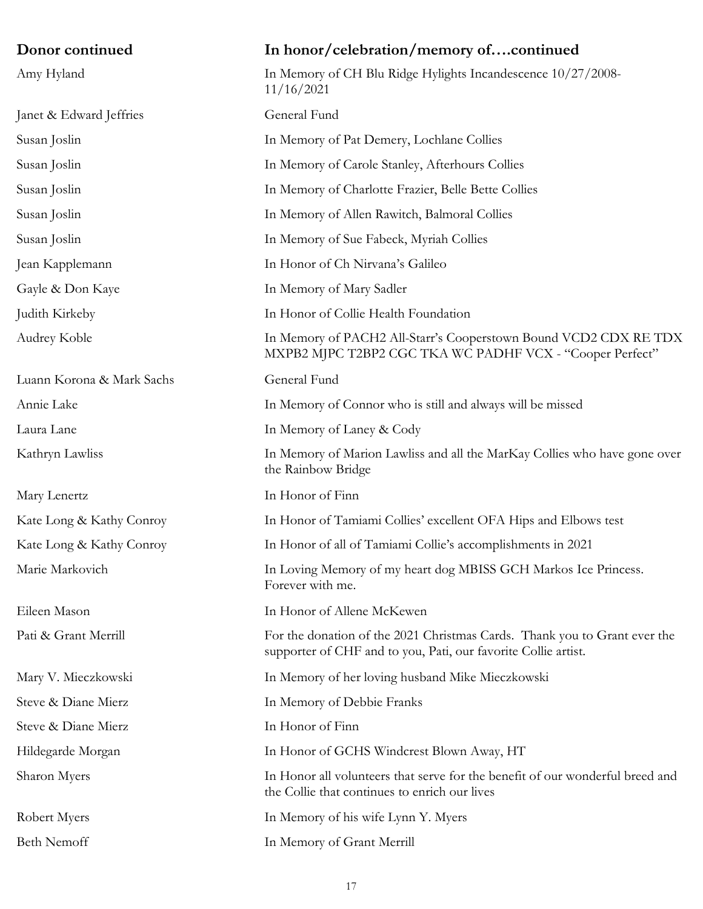| Donor continued | In honor/celebration/memory of….continued |
|---|---|
| Amy Hyland | In Memory of CH Blu Ridge Hylights Incandescence 10/27/2008-11/16/2021 |
| Janet & Edward Jeffries | General Fund |
| Susan Joslin | In Memory of Pat Demery, Lochlane Collies |
| Susan Joslin | In Memory of Carole Stanley, Afterhours Collies |
| Susan Joslin | In Memory of Charlotte Frazier, Belle Bette Collies |
| Susan Joslin | In Memory of Allen Rawitch, Balmoral Collies |
| Susan Joslin | In Memory of Sue Fabeck, Myriah Collies |
| Jean Kapplemann | In Honor of Ch Nirvana's Galileo |
| Gayle & Don Kaye | In Memory of Mary Sadler |
| Judith Kirkeby | In Honor of Collie Health Foundation |
| Audrey Koble | In Memory of PACH2 All-Starr's Cooperstown Bound VCD2 CDX RE TDX MXPB2 MJPC T2BP2 CGC TKA WC PADHF VCX - "Cooper Perfect" |
| Luann Korona & Mark Sachs | General Fund |
| Annie Lake | In Memory of Connor who is still and always will be missed |
| Laura Lane | In Memory of Laney & Cody |
| Kathryn Lawliss | In Memory of Marion Lawliss and all the MarKay Collies who have gone over the Rainbow Bridge |
| Mary Lenertz | In Honor of Finn |
| Kate Long & Kathy Conroy | In Honor of Tamiami Collies' excellent OFA Hips and Elbows test |
| Kate Long & Kathy Conroy | In Honor of all of Tamiami Collie's accomplishments in 2021 |
| Marie Markovich | In Loving Memory of my heart dog MBISS GCH Markos Ice Princess. Forever with me. |
| Eileen Mason | In Honor of Allene McKewen |
| Pati & Grant Merrill | For the donation of the 2021 Christmas Cards. Thank you to Grant ever the supporter of CHF and to you, Pati, our favorite Collie artist. |
| Mary V. Mieczkowski | In Memory of her loving husband Mike Mieczkowski |
| Steve & Diane Mierz | In Memory of Debbie Franks |
| Steve & Diane Mierz | In Honor of Finn |
| Hildegarde Morgan | In Honor of GCHS Windcrest Blown Away, HT |
| Sharon Myers | In Honor all volunteers that serve for the benefit of our wonderful breed and the Collie that continues to enrich our lives |
| Robert Myers | In Memory of his wife Lynn Y. Myers |
| Beth Nemoff | In Memory of Grant Merrill |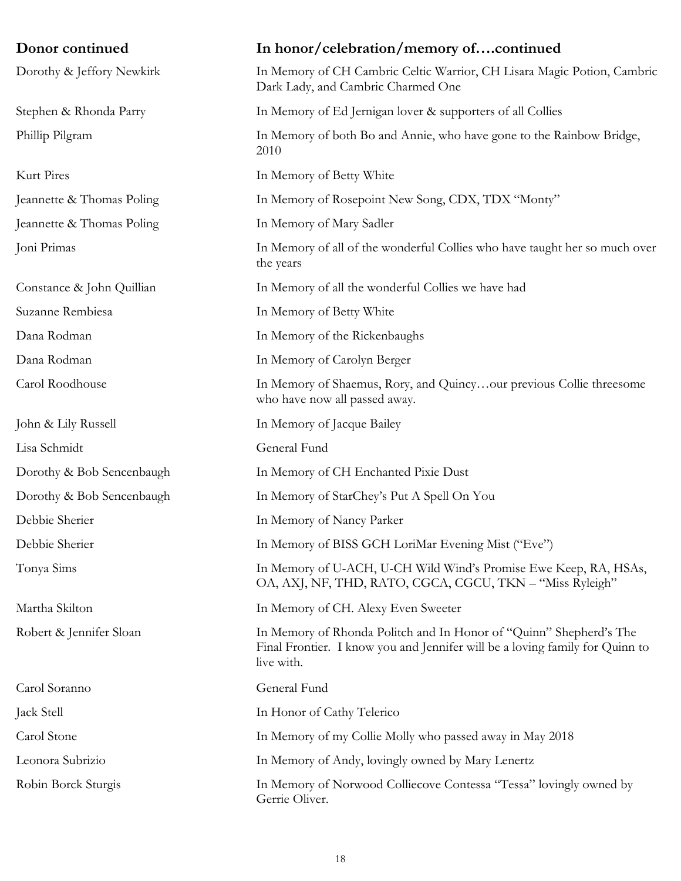| Donor continued | In honor/celebration/memory of….continued |
|---|---|
| Dorothy & Jeffory Newkirk | In Memory of CH Cambric Celtic Warrior, CH Lisara Magic Potion, Cambric Dark Lady, and Cambric Charmed One |
| Stephen & Rhonda Parry | In Memory of Ed Jernigan lover & supporters of all Collies |
| Phillip Pilgram | In Memory of both Bo and Annie, who have gone to the Rainbow Bridge, 2010 |
| Kurt Pires | In Memory of Betty White |
| Jeannette & Thomas Poling | In Memory of Rosepoint New Song, CDX, TDX "Monty" |
| Jeannette & Thomas Poling | In Memory of Mary Sadler |
| Joni Primas | In Memory of all of the wonderful Collies who have taught her so much over the years |
| Constance & John Quillian | In Memory of all the wonderful Collies we have had |
| Suzanne Rembiesa | In Memory of Betty White |
| Dana Rodman | In Memory of the Rickenbaughs |
| Dana Rodman | In Memory of Carolyn Berger |
| Carol Roodhouse | In Memory of Shaemus, Rory, and Quincy…our previous Collie threesome who have now all passed away. |
| John & Lily Russell | In Memory of Jacque Bailey |
| Lisa Schmidt | General Fund |
| Dorothy & Bob Sencenbaugh | In Memory of CH Enchanted Pixie Dust |
| Dorothy & Bob Sencenbaugh | In Memory of StarChey's Put A Spell On You |
| Debbie Sherier | In Memory of Nancy Parker |
| Debbie Sherier | In Memory of BISS GCH LoriMar Evening Mist ("Eve") |
| Tonya Sims | In Memory of U-ACH, U-CH Wild Wind's Promise Ewe Keep, RA, HSAs, OA, AXJ, NF, THD, RATO, CGCA, CGCU, TKN – "Miss Ryleigh" |
| Martha Skilton | In Memory of CH. Alexy Even Sweeter |
| Robert & Jennifer Sloan | In Memory of Rhonda Politch and In Honor of "Quinn" Shepherd's The Final Frontier. I know you and Jennifer will be a loving family for Quinn to live with. |
| Carol Soranno | General Fund |
| Jack Stell | In Honor of Cathy Telerico |
| Carol Stone | In Memory of my Collie Molly who passed away in May 2018 |
| Leonora Subrizio | In Memory of Andy, lovingly owned by Mary Lenertz |
| Robin Borck Sturgis | In Memory of Norwood Colliecove Contessa "Tessa" lovingly owned by Gerrie Oliver. |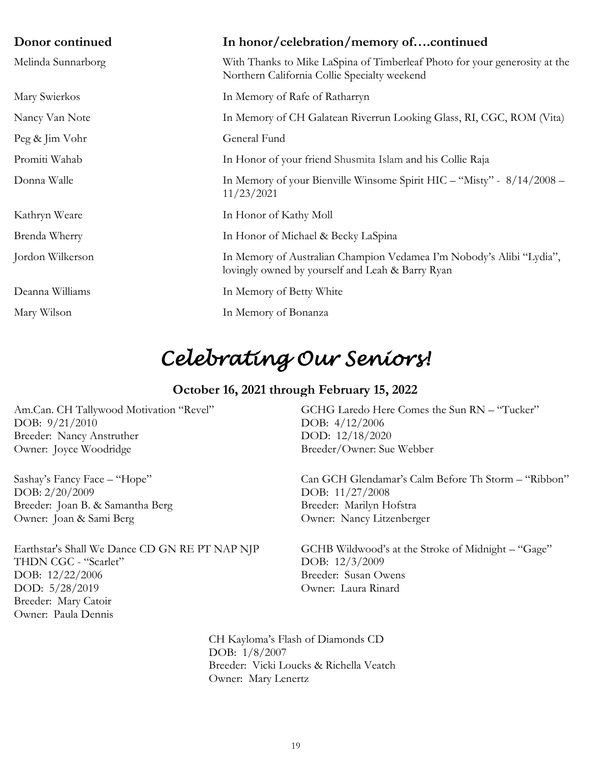| Donor continued | In honor/celebration/memory of….continued |
| --- | --- |
| Melinda Sunnarborg | With Thanks to Mike LaSpina of Timberleaf Photo for your generosity at the Northern California Collie Specialty weekend |
| Mary Swierkos | In Memory of Rafe of Ratharryn |
| Nancy Van Note | In Memory of CH Galatean Riverrun Looking Glass, RI, CGC, ROM (Vita) |
| Peg & Jim Vohr | General Fund |
| Promiti Wahab | In Honor of your friend Shusmita Islam and his Collie Raja |
| Donna Walle | In Memory of your Bienville Winsome Spirit HIC – "Misty" - 8/14/2008 – 11/23/2021 |
| Kathryn Weare | In Honor of Kathy Moll |
| Brenda Wherry | In Honor of Michael & Becky LaSpina |
| Jordon Wilkerson | In Memory of Australian Champion Vedamea I'm Nobody's Alibi "Lydia", lovingly owned by yourself and Leah & Barry Ryan |
| Deanna Williams | In Memory of Betty White |
| Mary Wilson | In Memory of Bonanza |

# *Celebrating Our Seniors!*

**October 16, 2021 through February 15, 2022**

Am.Can. CH Tallywood Motivation "Revel"
DOB: 9/21/2010
Breeder: Nancy Anstruther
Owner: Joyce Woodridge

Sashay's Fancy Face – "Hope"
DOB: 2/20/2009
Breeder: Joan B. & Samantha Berg
Owner: Joan & Sami Berg

Earthstar's Shall We Dance CD GN RE PT NAP NJP THDN CGC - "Scarlet"
DOB: 12/22/2006
DOD: 5/28/2019
Breeder: Mary Catoir
Owner: Paula Dennis

GCHG Laredo Here Comes the Sun RN – "Tucker"
DOB: 4/12/2006
DOD: 12/18/2020
Breeder/Owner: Sue Webber

Can GCH Glendamar's Calm Before Th Storm – "Ribbon"
DOB: 11/27/2008
Breeder: Marilyn Hofstra
Owner: Nancy Litzenberger

GCHB Wildwood's at the Stroke of Midnight – "Gage"
DOB: 12/3/2009
Breeder: Susan Owens
Owner: Laura Rinard

CH Kayloma's Flash of Diamonds CD
DOB: 1/8/2007
Breeder: Vicki Loucks & Richella Veatch
Owner: Mary Lenertz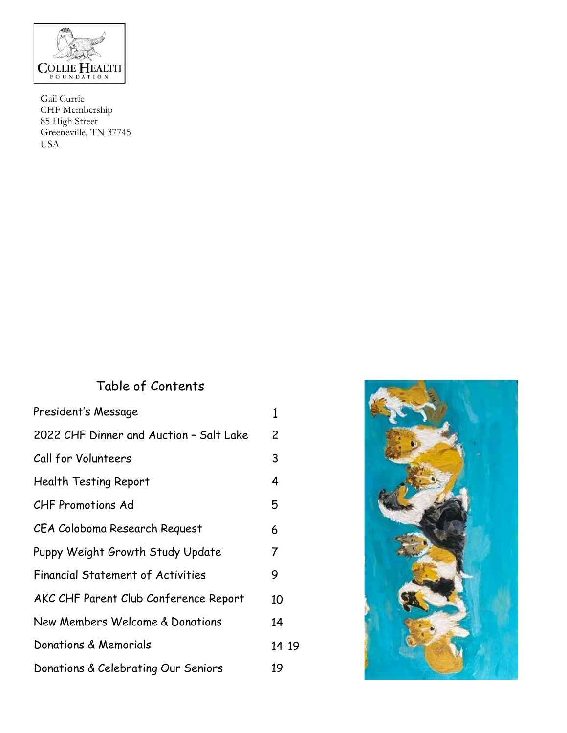COLLIE HEALTH FOUNDATION

Gail Currie
CHF Membership
85 High Street
Greeneville, TN 37745
USA

## Table of Contents

| | |
|---|---|
| President's Message | 1 |
| 2022 CHF Dinner and Auction – Salt Lake | 2 |
| Call for Volunteers | 3 |
| Health Testing Report | 4 |
| CHF Promotions Ad | 5 |
| CEA Coloboma Research Request | 6 |
| Puppy Weight Growth Study Update | 7 |
| Financial Statement of Activities | 9 |
| AKC CHF Parent Club Conference Report | 10 |
| New Members Welcome & Donations | 14 |
| Donations & Memorials | 14-19 |
| Donations & Celebrating Our Seniors | 19 |